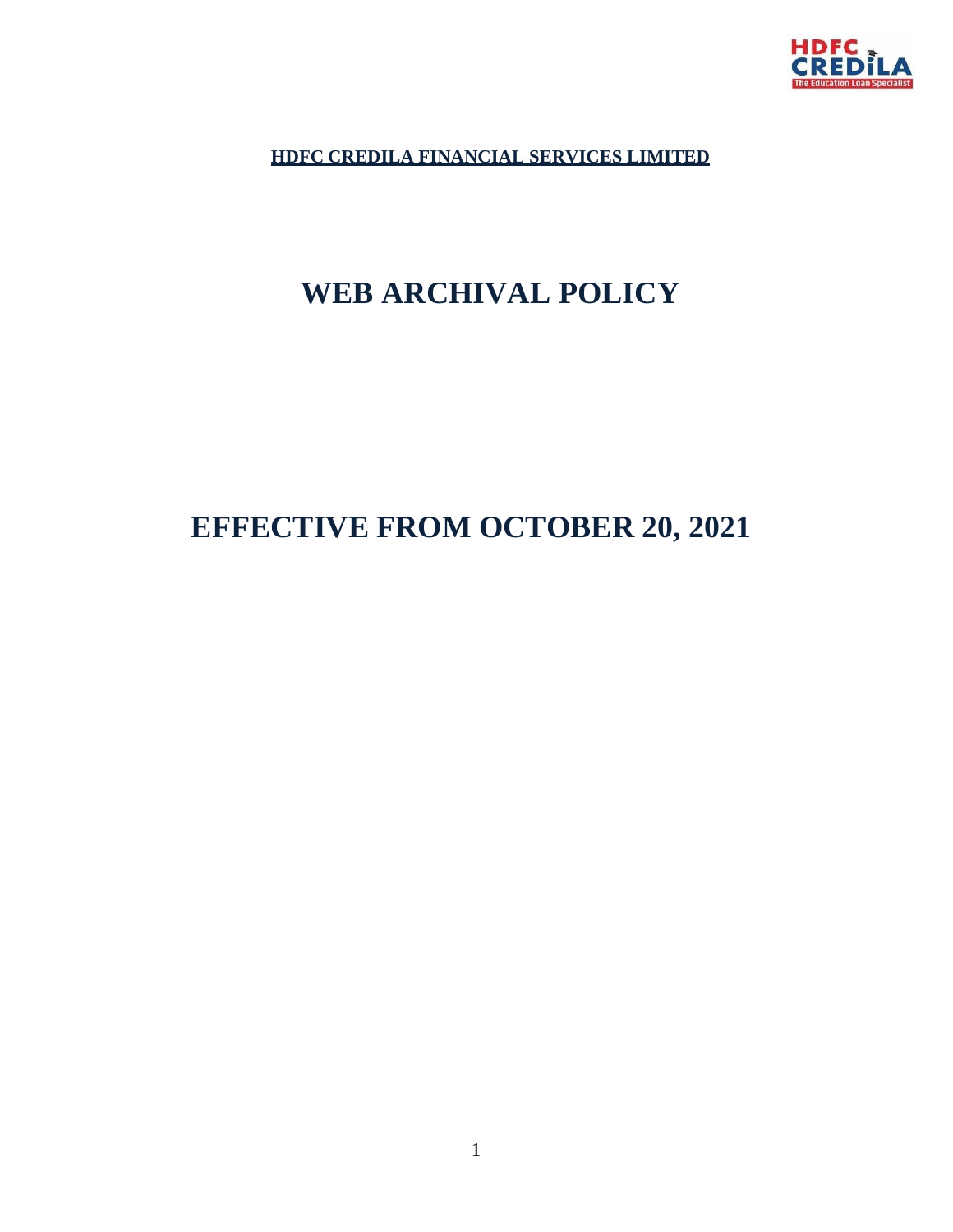**HDFC CREDILA FINANCIAL SERVICES LIMITED**

# WEB ARCHIVAL POLICY

# EFFECTIVE FROM OCTOBER 20, 2021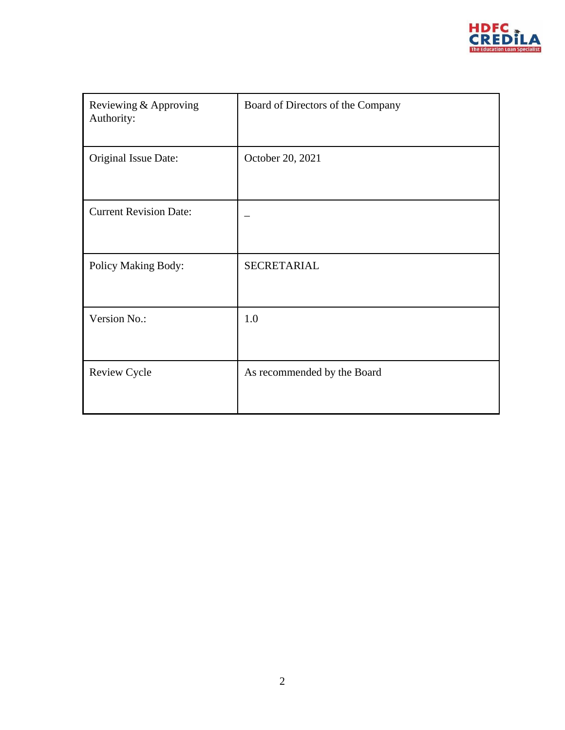| Reviewing & Approving Authority: | Board of Directors of the Company |
|---|---|
| Original Issue Date: | October 20, 2021 |
| Current Revision Date: | _ |
| Policy Making Body: | SECRETARIAL |
| Version No.: | 1.0 |
| Review Cycle | As recommended by the Board |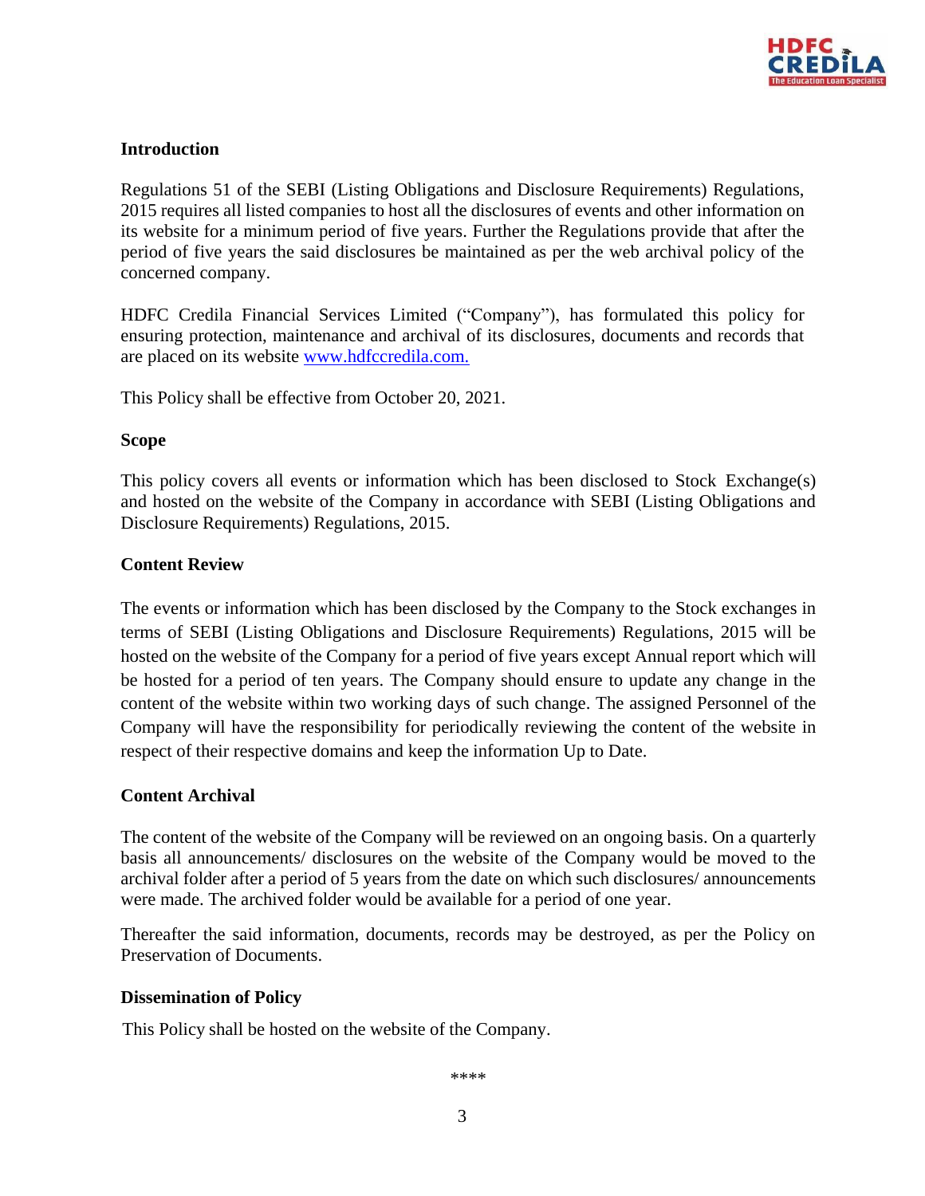## Introduction

Regulations 51 of the SEBI (Listing Obligations and Disclosure Requirements) Regulations, 2015 requires all listed companies to host all the disclosures of events and other information on its website for a minimum period of five years. Further the Regulations provide that after the period of five years the said disclosures be maintained as per the web archival policy of the concerned company.

HDFC Credila Financial Services Limited ("Company"), has formulated this policy for ensuring protection, maintenance and archival of its disclosures, documents and records that are placed on its website [www.hdfccredila.com.](http://www.hdfccredila.com)

This Policy shall be effective from October 20, 2021.

## Scope

This policy covers all events or information which has been disclosed to Stock Exchange(s) and hosted on the website of the Company in accordance with SEBI (Listing Obligations and Disclosure Requirements) Regulations, 2015.

## Content Review

The events or information which has been disclosed by the Company to the Stock exchanges in terms of SEBI (Listing Obligations and Disclosure Requirements) Regulations, 2015 will be hosted on the website of the Company for a period of five years except Annual report which will be hosted for a period of ten years. The Company should ensure to update any change in the content of the website within two working days of such change. The assigned Personnel of the Company will have the responsibility for periodically reviewing the content of the website in respect of their respective domains and keep the information Up to Date.

## Content Archival

The content of the website of the Company will be reviewed on an ongoing basis. On a quarterly basis all announcements/ disclosures on the website of the Company would be moved to the archival folder after a period of 5 years from the date on which such disclosures/ announcements were made. The archived folder would be available for a period of one year.

Thereafter the said information, documents, records may be destroyed, as per the Policy on Preservation of Documents.

## Dissemination of Policy

This Policy shall be hosted on the website of the Company.

****